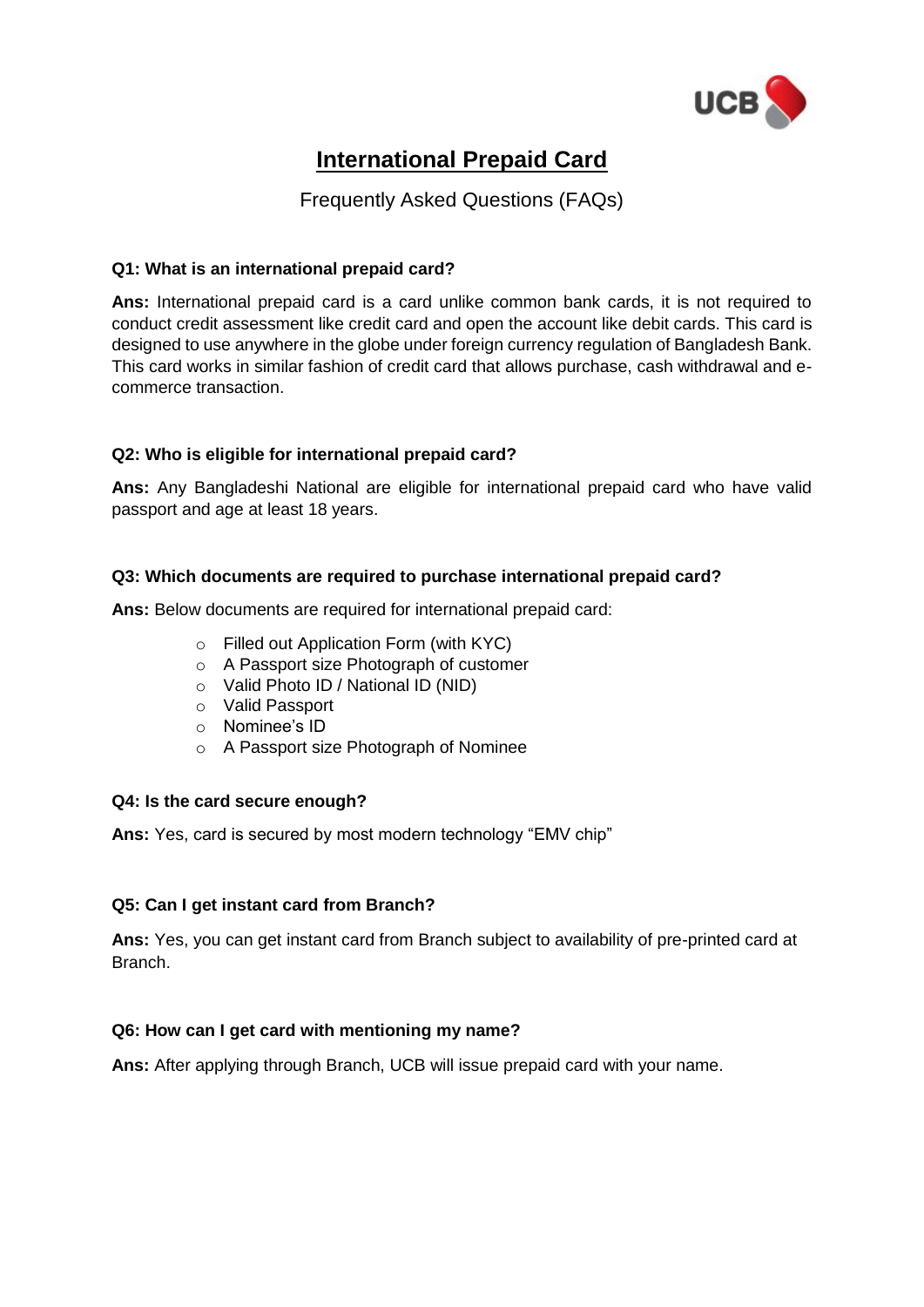# International Prepaid Card

Frequently Asked Questions (FAQs)

**Q1: What is an international prepaid card?**

**Ans:** International prepaid card is a card unlike common bank cards, it is not required to conduct credit assessment like credit card and open the account like debit cards. This card is designed to use anywhere in the globe under foreign currency regulation of Bangladesh Bank. This card works in similar fashion of credit card that allows purchase, cash withdrawal and e-commerce transaction.

**Q2: Who is eligible for international prepaid card?**

**Ans:** Any Bangladeshi National are eligible for international prepaid card who have valid passport and age at least 18 years.

**Q3: Which documents are required to purchase international prepaid card?**

**Ans:** Below documents are required for international prepaid card:

- Filled out Application Form (with KYC)
- A Passport size Photograph of customer
- Valid Photo ID / National ID (NID)
- Valid Passport
- Nominee's ID
- A Passport size Photograph of Nominee

**Q4: Is the card secure enough?**

**Ans:** Yes, card is secured by most modern technology "EMV chip"

**Q5: Can I get instant card from Branch?**

**Ans:** Yes, you can get instant card from Branch subject to availability of pre-printed card at Branch.

**Q6: How can I get card with mentioning my name?**

**Ans:** After applying through Branch, UCB will issue prepaid card with your name.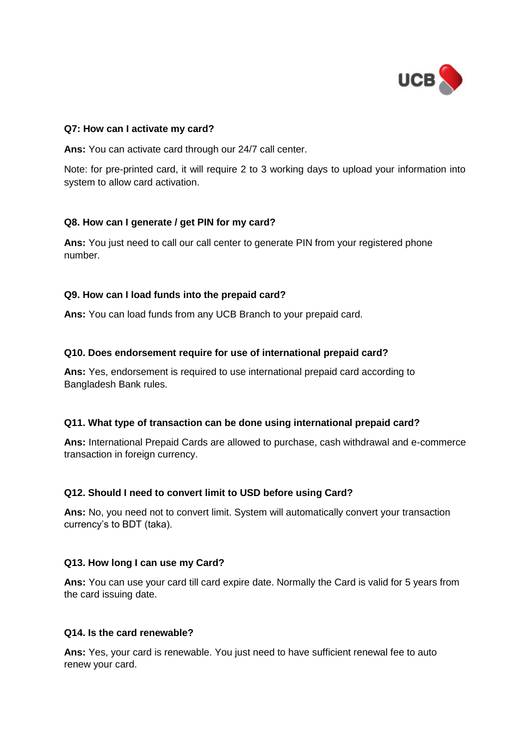**Q7: How can I activate my card?**

**Ans:** You can activate card through our 24/7 call center.

Note: for pre-printed card, it will require 2 to 3 working days to upload your information into system to allow card activation.

**Q8. How can I generate / get PIN for my card?**

**Ans:** You just need to call our call center to generate PIN from your registered phone number.

**Q9. How can I load funds into the prepaid card?**

**Ans:** You can load funds from any UCB Branch to your prepaid card.

**Q10. Does endorsement require for use of international prepaid card?**

**Ans:** Yes, endorsement is required to use international prepaid card according to Bangladesh Bank rules.

**Q11. What type of transaction can be done using international prepaid card?**

**Ans:** International Prepaid Cards are allowed to purchase, cash withdrawal and e-commerce transaction in foreign currency.

**Q12. Should I need to convert limit to USD before using Card?**

**Ans:** No, you need not to convert limit. System will automatically convert your transaction currency's to BDT (taka).

**Q13. How long I can use my Card?**

**Ans:** You can use your card till card expire date. Normally the Card is valid for 5 years from the card issuing date.

**Q14. Is the card renewable?**

**Ans:** Yes, your card is renewable. You just need to have sufficient renewal fee to auto renew your card.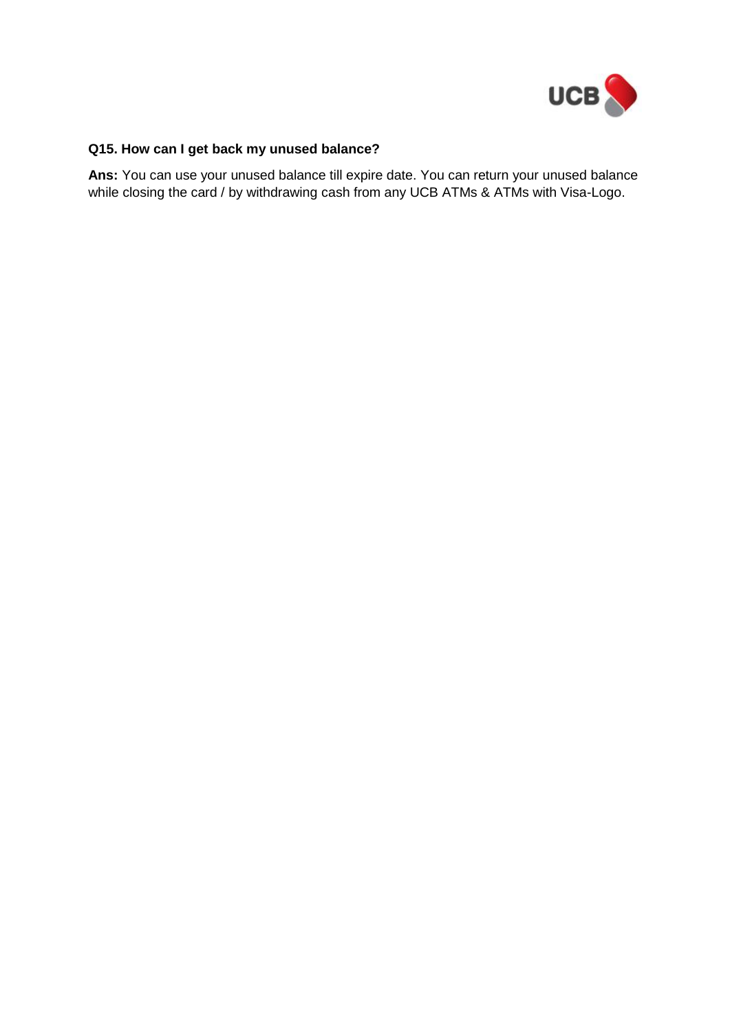**Q15. How can I get back my unused balance?**

**Ans:** You can use your unused balance till expire date. You can return your unused balance while closing the card / by withdrawing cash from any UCB ATMs & ATMs with Visa-Logo.